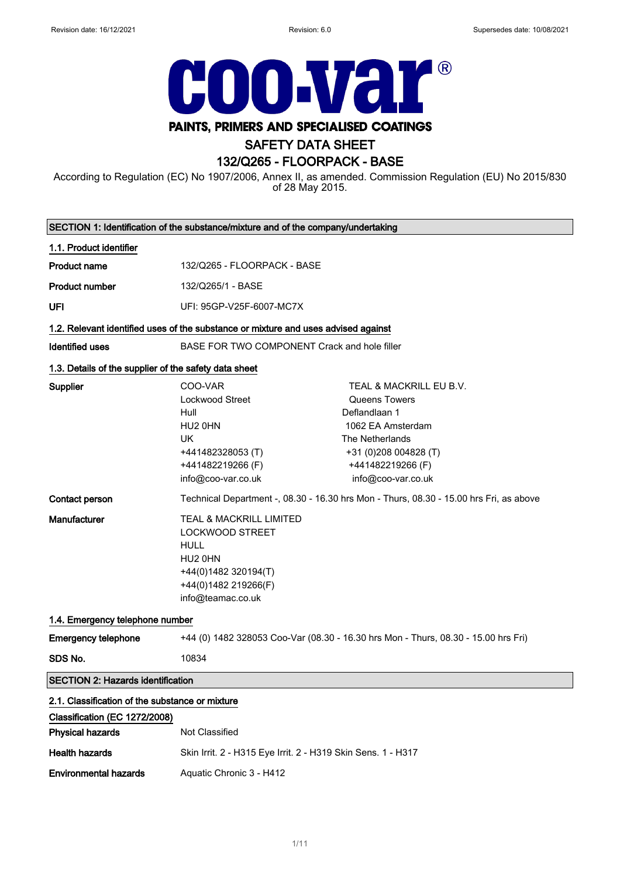Revision date: 16/12/2021 Revision: 6.0 Supersedes date: 10/08/2021

coo-var®

**PAINTS, PRIMERS AND SPECIALISED COATINGS**

# SAFETY DATA SHEET

# 132/Q265 - FLOORPACK - BASE

According to Regulation (EC) No 1907/2006, Annex II, as amended. Commission Regulation (EU) No 2015/830 of 28 May 2015.

## SECTION 1: Identification of the substance/mixture and of the company/undertaking

### 1.1. Product identifier

**Product name** 132/Q265 - FLOORPACK - BASE

**Product number** 132/Q265/1 - BASE

**UFI** UFI: 95GP-V25F-6007-MC7X

### 1.2. Relevant identified uses of the substance or mixture and uses advised against

**Identified uses** BASE FOR TWO COMPONENT Crack and hole filler

### 1.3. Details of the supplier of the safety data sheet

**Supplier**

COO-VAR
Lockwood Street
Hull
HU2 0HN
UK
+441482328053 (T)
+441482219266 (F)
info@coo-var.co.uk

TEAL & MACKRILL EU B.V.
Queens Towers
Deflandlaan 1
1062 EA Amsterdam
The Netherlands
+31 (0)208 004828 (T)
+441482219266 (F)
info@coo-var.co.uk

**Contact person** Technical Department -, 08.30 - 16.30 hrs Mon - Thurs, 08.30 - 15.00 hrs Fri, as above

**Manufacturer**

TEAL & MACKRILL LIMITED
LOCKWOOD STREET
HULL
HU2 0HN
+44(0)1482 320194(T)
+44(0)1482 219266(F)
info@teamac.co.uk

### 1.4. Emergency telephone number

**Emergency telephone** +44 (0) 1482 328053 Coo-Var (08.30 - 16.30 hrs Mon - Thurs, 08.30 - 15.00 hrs Fri)

**SDS No.** 10834

## SECTION 2: Hazards identification

### 2.1. Classification of the substance or mixture

**Classification (EC 1272/2008)**

**Physical hazards** Not Classified

**Health hazards** Skin Irrit. 2 - H315 Eye Irrit. 2 - H319 Skin Sens. 1 - H317

**Environmental hazards** Aquatic Chronic 3 - H412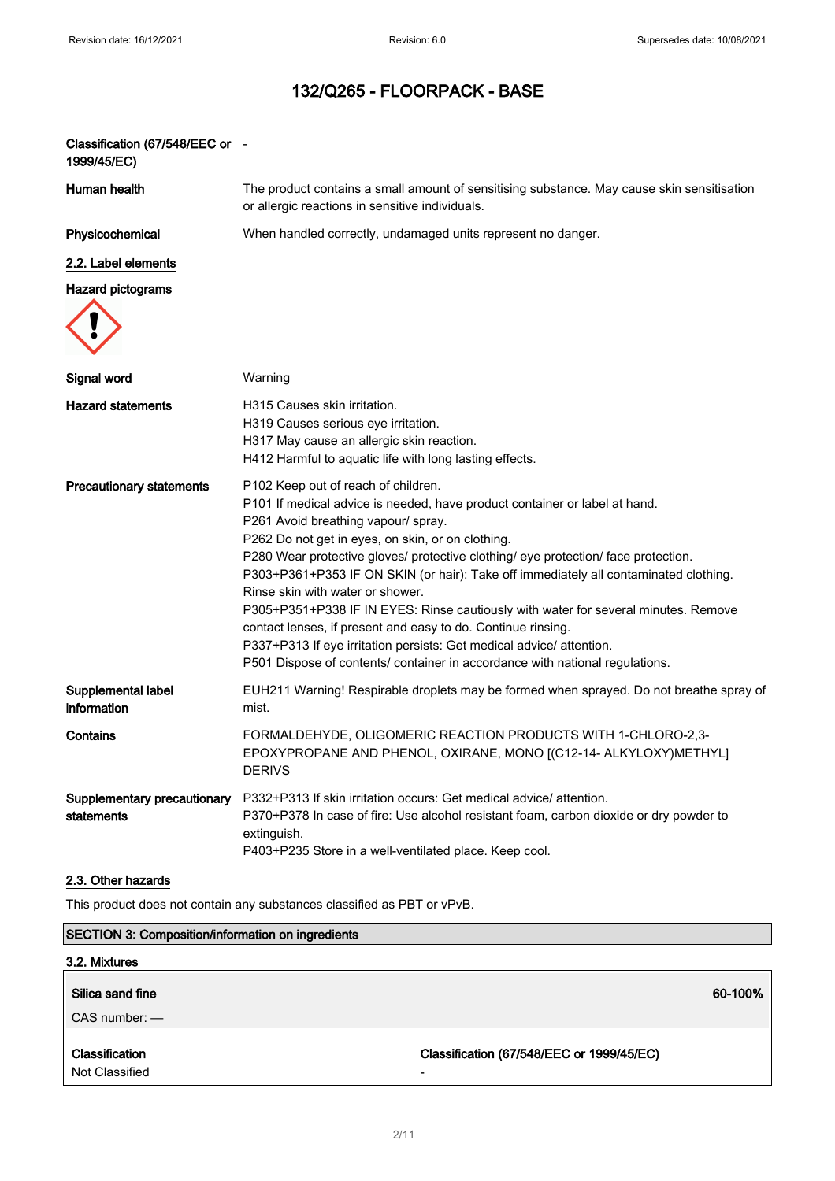# 132/Q265 - FLOORPACK - BASE

**Classification (67/548/EEC or 1999/45/EC)** -

**Human health** The product contains a small amount of sensitising substance. May cause skin sensitisation or allergic reactions in sensitive individuals.

**Physicochemical** When handled correctly, undamaged units represent no danger.

## 2.2. Label elements

**Hazard pictograms**

**Signal word** Warning

**Hazard statements**
H315 Causes skin irritation.
H319 Causes serious eye irritation.
H317 May cause an allergic skin reaction.
H412 Harmful to aquatic life with long lasting effects.

**Precautionary statements**
P102 Keep out of reach of children.
P101 If medical advice is needed, have product container or label at hand.
P261 Avoid breathing vapour/ spray.
P262 Do not get in eyes, on skin, or on clothing.
P280 Wear protective gloves/ protective clothing/ eye protection/ face protection.
P303+P361+P353 IF ON SKIN (or hair): Take off immediately all contaminated clothing. Rinse skin with water or shower.
P305+P351+P338 IF IN EYES: Rinse cautiously with water for several minutes. Remove contact lenses, if present and easy to do. Continue rinsing.
P337+P313 If eye irritation persists: Get medical advice/ attention.
P501 Dispose of contents/ container in accordance with national regulations.

**Supplemental label information** EUH211 Warning! Respirable droplets may be formed when sprayed. Do not breathe spray of mist.

**Contains** FORMALDEHYDE, OLIGOMERIC REACTION PRODUCTS WITH 1-CHLORO-2,3-EPOXYPROPANE AND PHENOL, OXIRANE, MONO [(C12-14- ALKYLOXY)METHYL] DERIVS

**Supplementary precautionary statements**
P332+P313 If skin irritation occurs: Get medical advice/ attention.
P370+P378 In case of fire: Use alcohol resistant foam, carbon dioxide or dry powder to extinguish.
P403+P235 Store in a well-ventilated place. Keep cool.

## 2.3. Other hazards

This product does not contain any substances classified as PBT or vPvB.

## SECTION 3: Composition/information on ingredients

### 3.2. Mixtures

| **Silica sand fine** | **60-100%** |
|---|---|
| CAS number: — | |
| **Classification** | **Classification (67/548/EEC or 1999/45/EC)** |
| Not Classified | - |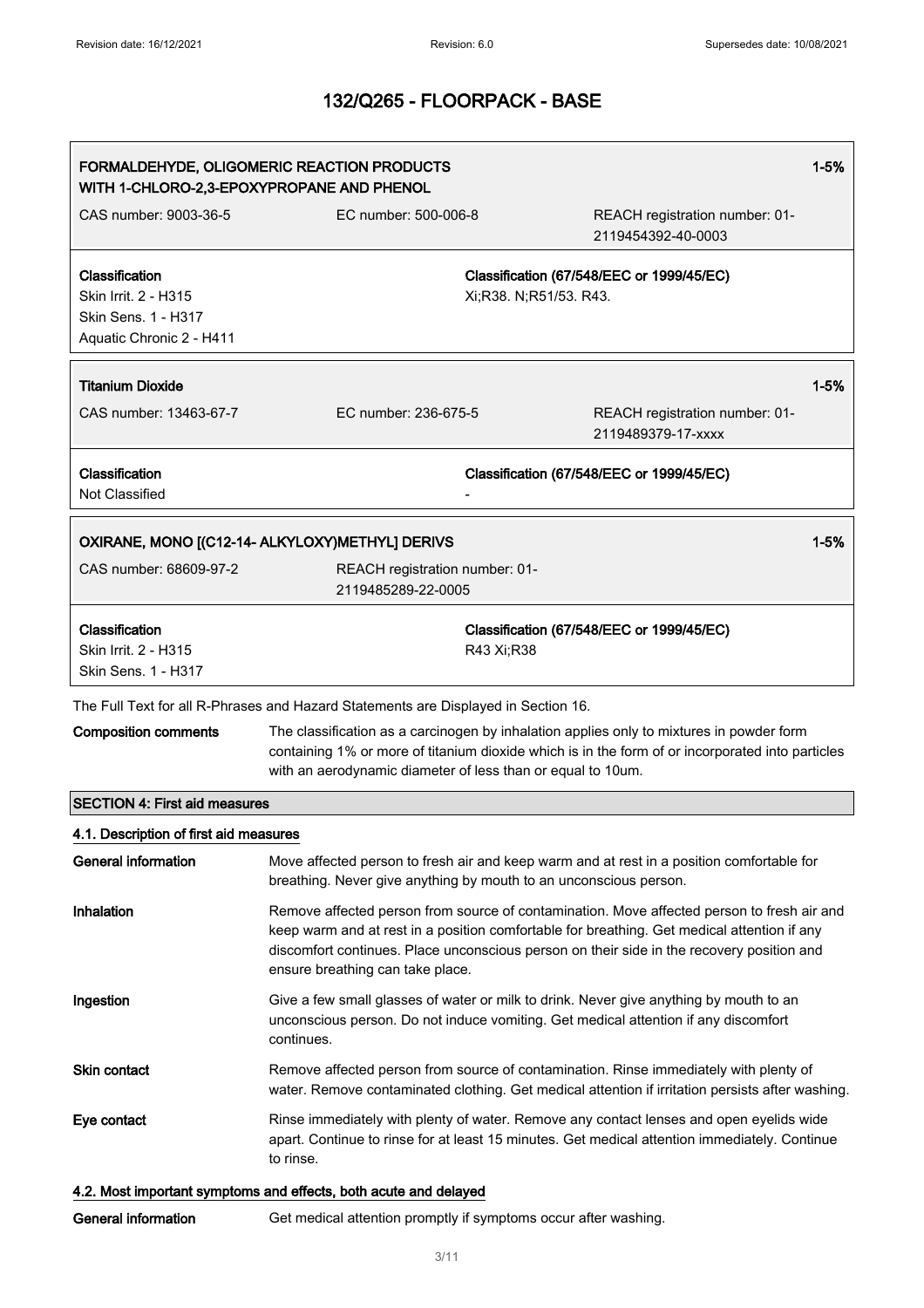# 132/Q265 - FLOORPACK - BASE

| FORMALDEHYDE, OLIGOMERIC REACTION PRODUCTS WITH 1-CHLORO-2,3-EPOXYPROPANE AND PHENOL | | 1-5% |
|---|---|---|
| CAS number: 9003-36-5 | EC number: 500-006-8 | REACH registration number: 01-2119454392-40-0003 |

| Classification | Classification (67/548/EEC or 1999/45/EC) |
|---|---|
| Skin Irrit. 2 - H315<br>Skin Sens. 1 - H317<br>Aquatic Chronic 2 - H411 | Xi;R38. N;R51/53. R43. |

| Titanium Dioxide | | 1-5% |
|---|---|---|
| CAS number: 13463-67-7 | EC number: 236-675-5 | REACH registration number: 01-2119489379-17-xxxx |

| Classification | Classification (67/548/EEC or 1999/45/EC) |
|---|---|
| Not Classified | - |

| OXIRANE, MONO [(C12-14- ALKYLOXY)METHYL] DERIVS | 1-5% |
|---|---|
| CAS number: 68609-97-2 | REACH registration number: 01-2119485289-22-0005 |

| Classification | Classification (67/548/EEC or 1999/45/EC) |
|---|---|
| Skin Irrit. 2 - H315<br>Skin Sens. 1 - H317 | R43 Xi;R38 |

The Full Text for all R-Phrases and Hazard Statements are Displayed in Section 16.

**Composition comments** The classification as a carcinogen by inhalation applies only to mixtures in powder form containing 1% or more of titanium dioxide which is in the form of or incorporated into particles with an aerodynamic diameter of less than or equal to 10um.

## SECTION 4: First aid measures

### 4.1. Description of first aid measures

**General information** Move affected person to fresh air and keep warm and at rest in a position comfortable for breathing. Never give anything by mouth to an unconscious person.

**Inhalation** Remove affected person from source of contamination. Move affected person to fresh air and keep warm and at rest in a position comfortable for breathing. Get medical attention if any discomfort continues. Place unconscious person on their side in the recovery position and ensure breathing can take place.

**Ingestion** Give a few small glasses of water or milk to drink. Never give anything by mouth to an unconscious person. Do not induce vomiting. Get medical attention if any discomfort continues.

**Skin contact** Remove affected person from source of contamination. Rinse immediately with plenty of water. Remove contaminated clothing. Get medical attention if irritation persists after washing.

**Eye contact** Rinse immediately with plenty of water. Remove any contact lenses and open eyelids wide apart. Continue to rinse for at least 15 minutes. Get medical attention immediately. Continue to rinse.

### 4.2. Most important symptoms and effects, both acute and delayed

**General information** Get medical attention promptly if symptoms occur after washing.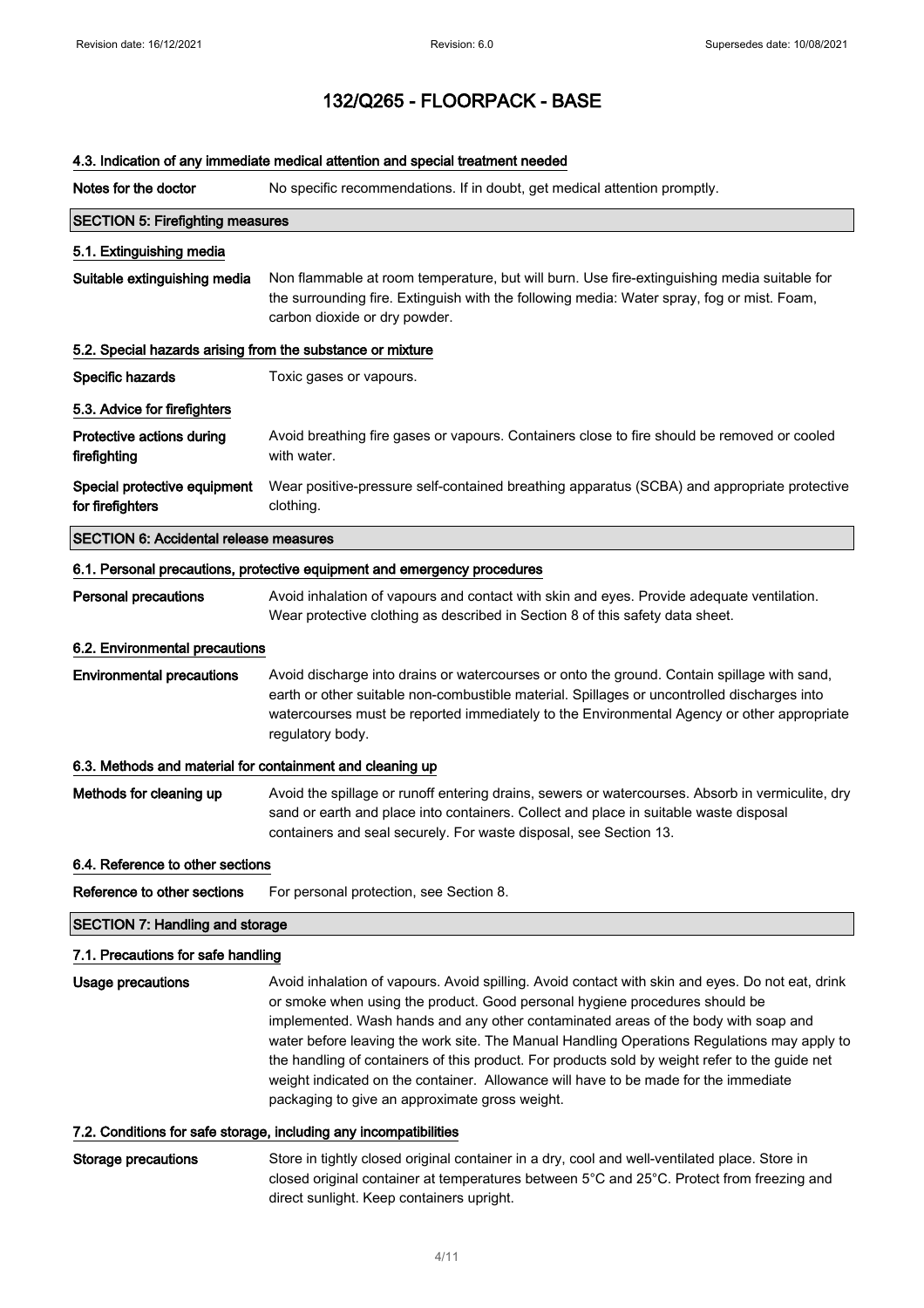# 132/Q265 - FLOORPACK - BASE

### 4.3. Indication of any immediate medical attention and special treatment needed

**Notes for the doctor** No specific recommendations. If in doubt, get medical attention promptly.

## SECTION 5: Firefighting measures

### 5.1. Extinguishing media

**Suitable extinguishing media** Non flammable at room temperature, but will burn. Use fire-extinguishing media suitable for the surrounding fire. Extinguish with the following media: Water spray, fog or mist. Foam, carbon dioxide or dry powder.

### 5.2. Special hazards arising from the substance or mixture

**Specific hazards** Toxic gases or vapours.

### 5.3. Advice for firefighters

**Protective actions during firefighting** Avoid breathing fire gases or vapours. Containers close to fire should be removed or cooled with water.

**Special protective equipment for firefighters** Wear positive-pressure self-contained breathing apparatus (SCBA) and appropriate protective clothing.

## SECTION 6: Accidental release measures

### 6.1. Personal precautions, protective equipment and emergency procedures

**Personal precautions** Avoid inhalation of vapours and contact with skin and eyes. Provide adequate ventilation. Wear protective clothing as described in Section 8 of this safety data sheet.

### 6.2. Environmental precautions

**Environmental precautions** Avoid discharge into drains or watercourses or onto the ground. Contain spillage with sand, earth or other suitable non-combustible material. Spillages or uncontrolled discharges into watercourses must be reported immediately to the Environmental Agency or other appropriate regulatory body.

### 6.3. Methods and material for containment and cleaning up

**Methods for cleaning up** Avoid the spillage or runoff entering drains, sewers or watercourses. Absorb in vermiculite, dry sand or earth and place into containers. Collect and place in suitable waste disposal containers and seal securely. For waste disposal, see Section 13.

### 6.4. Reference to other sections

**Reference to other sections** For personal protection, see Section 8.

## SECTION 7: Handling and storage

### 7.1. Precautions for safe handling

**Usage precautions** Avoid inhalation of vapours. Avoid spilling. Avoid contact with skin and eyes. Do not eat, drink or smoke when using the product. Good personal hygiene procedures should be implemented. Wash hands and any other contaminated areas of the body with soap and water before leaving the work site. The Manual Handling Operations Regulations may apply to the handling of containers of this product. For products sold by weight refer to the guide net weight indicated on the container. Allowance will have to be made for the immediate packaging to give an approximate gross weight.

### 7.2. Conditions for safe storage, including any incompatibilities

**Storage precautions** Store in tightly closed original container in a dry, cool and well-ventilated place. Store in closed original container at temperatures between 5°C and 25°C. Protect from freezing and direct sunlight. Keep containers upright.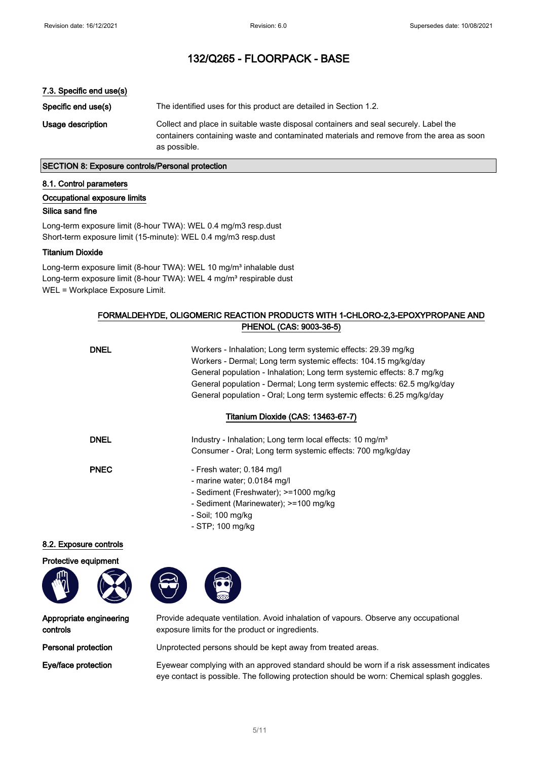# 132/Q265 - FLOORPACK - BASE

### 7.3. Specific end use(s)

**Specific end use(s)** The identified uses for this product are detailed in Section 1.2.

**Usage description** Collect and place in suitable waste disposal containers and seal securely. Label the containers containing waste and contaminated materials and remove from the area as soon as possible.

## SECTION 8: Exposure controls/Personal protection

### 8.1. Control parameters

**Occupational exposure limits**

**Silica sand fine**

Long-term exposure limit (8-hour TWA): WEL 0.4 mg/m3 resp.dust
Short-term exposure limit (15-minute): WEL 0.4 mg/m3 resp.dust

**Titanium Dioxide**

Long-term exposure limit (8-hour TWA): WEL 10 mg/m³ inhalable dust
Long-term exposure limit (8-hour TWA): WEL 4 mg/m³ respirable dust
WEL = Workplace Exposure Limit.

**FORMALDEHYDE, OLIGOMERIC REACTION PRODUCTS WITH 1-CHLORO-2,3-EPOXYPROPANE AND PHENOL (CAS: 9003-36-5)**

**DNEL**
Workers - Inhalation; Long term systemic effects: 29.39 mg/kg
Workers - Dermal; Long term systemic effects: 104.15 mg/kg/day
General population - Inhalation; Long term systemic effects: 8.7 mg/kg
General population - Dermal; Long term systemic effects: 62.5 mg/kg/day
General population - Oral; Long term systemic effects: 6.25 mg/kg/day

**Titanium Dioxide (CAS: 13463-67-7)**

**DNEL**
Industry - Inhalation; Long term local effects: 10 mg/m³
Consumer - Oral; Long term systemic effects: 700 mg/kg/day

**PNEC**
- Fresh water; 0.184 mg/l
- marine water; 0.0184 mg/l
- Sediment (Freshwater); >=1000 mg/kg
- Sediment (Marinewater); >=100 mg/kg
- Soil; 100 mg/kg
- STP; 100 mg/kg

### 8.2. Exposure controls

**Protective equipment**

**Appropriate engineering controls** Provide adequate ventilation. Avoid inhalation of vapours. Observe any occupational exposure limits for the product or ingredients.

**Personal protection** Unprotected persons should be kept away from treated areas.

**Eye/face protection** Eyewear complying with an approved standard should be worn if a risk assessment indicates eye contact is possible. The following protection should be worn: Chemical splash goggles.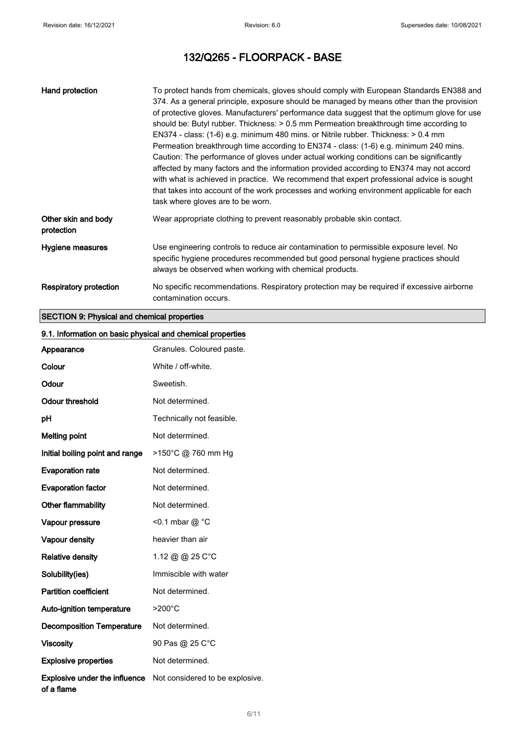| | |
|---|---|
| **Hand protection** | To protect hands from chemicals, gloves should comply with European Standards EN388 and 374. As a general principle, exposure should be managed by means other than the provision of protective gloves. Manufacturers' performance data suggest that the optimum glove for use should be: Butyl rubber. Thickness: > 0.5 mm Permeation breakthrough time according to EN374 - class: (1-6) e.g. minimum 480 mins. or Nitrile rubber. Thickness: > 0.4 mm Permeation breakthrough time according to EN374 - class: (1-6) e.g. minimum 240 mins. Caution: The performance of gloves under actual working conditions can be significantly affected by many factors and the information provided according to EN374 may not accord with what is achieved in practice. We recommend that expert professional advice is sought that takes into account of the work processes and working environment applicable for each task where gloves are to be worn. |
| **Other skin and body protection** | Wear appropriate clothing to prevent reasonably probable skin contact. |
| **Hygiene measures** | Use engineering controls to reduce air contamination to permissible exposure level. No specific hygiene procedures recommended but good personal hygiene practices should always be observed when working with chemical products. |
| **Respiratory protection** | No specific recommendations. Respiratory protection may be required if excessive airborne contamination occurs. |

## SECTION 9: Physical and chemical properties

### 9.1. Information on basic physical and chemical properties

| | |
|---|---|
| **Appearance** | Granules. Coloured paste. |
| **Colour** | White / off-white. |
| **Odour** | Sweetish. |
| **Odour threshold** | Not determined. |
| **pH** | Technically not feasible. |
| **Melting point** | Not determined. |
| **Initial boiling point and range** | >150°C @ 760 mm Hg |
| **Evaporation rate** | Not determined. |
| **Evaporation factor** | Not determined. |
| **Other flammability** | Not determined. |
| **Vapour pressure** | <0.1 mbar @ °C |
| **Vapour density** | heavier than air |
| **Relative density** | 1.12 @ @ 25 C°C |
| **Solubility(ies)** | Immiscible with water |
| **Partition coefficient** | Not determined. |
| **Auto-ignition temperature** | >200°C |
| **Decomposition Temperature** | Not determined. |
| **Viscosity** | 90 Pas @ 25 C°C |
| **Explosive properties** | Not determined. |
| **Explosive under the influence of a flame** | Not considered to be explosive. |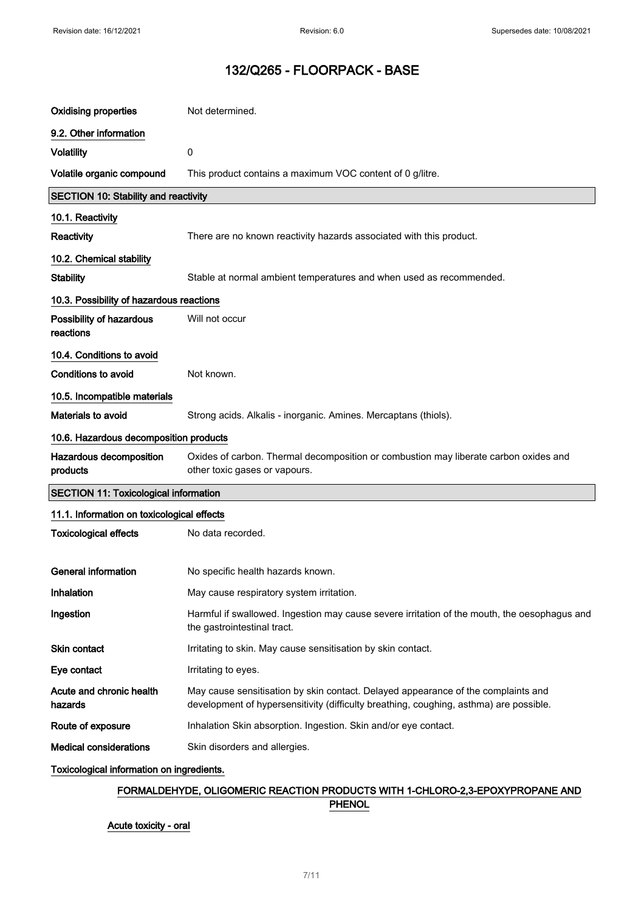| | |
|---|---|
| **Oxidising properties** | Not determined. |

**9.2. Other information**

| | |
|---|---|
| **Volatility** | 0 |
| **Volatile organic compound** | This product contains a maximum VOC content of 0 g/litre. |

## SECTION 10: Stability and reactivity

**10.1. Reactivity**

| | |
|---|---|
| **Reactivity** | There are no known reactivity hazards associated with this product. |

**10.2. Chemical stability**

| | |
|---|---|
| **Stability** | Stable at normal ambient temperatures and when used as recommended. |

**10.3. Possibility of hazardous reactions**

| | |
|---|---|
| **Possibility of hazardous reactions** | Will not occur |

**10.4. Conditions to avoid**

| | |
|---|---|
| **Conditions to avoid** | Not known. |

**10.5. Incompatible materials**

| | |
|---|---|
| **Materials to avoid** | Strong acids. Alkalis - inorganic. Amines. Mercaptans (thiols). |

**10.6. Hazardous decomposition products**

| | |
|---|---|
| **Hazardous decomposition products** | Oxides of carbon. Thermal decomposition or combustion may liberate carbon oxides and other toxic gases or vapours. |

## SECTION 11: Toxicological information

**11.1. Information on toxicological effects**

| | |
|---|---|
| **Toxicological effects** | No data recorded. |
| **General information** | No specific health hazards known. |
| **Inhalation** | May cause respiratory system irritation. |
| **Ingestion** | Harmful if swallowed. Ingestion may cause severe irritation of the mouth, the oesophagus and the gastrointestinal tract. |
| **Skin contact** | Irritating to skin. May cause sensitisation by skin contact. |
| **Eye contact** | Irritating to eyes. |
| **Acute and chronic health hazards** | May cause sensitisation by skin contact. Delayed appearance of the complaints and development of hypersensitivity (difficulty breathing, coughing, asthma) are possible. |
| **Route of exposure** | Inhalation Skin absorption. Ingestion. Skin and/or eye contact. |
| **Medical considerations** | Skin disorders and allergies. |

**Toxicological information on ingredients.**

**FORMALDEHYDE, OLIGOMERIC REACTION PRODUCTS WITH 1-CHLORO-2,3-EPOXYPROPANE AND PHENOL**

**Acute toxicity - oral**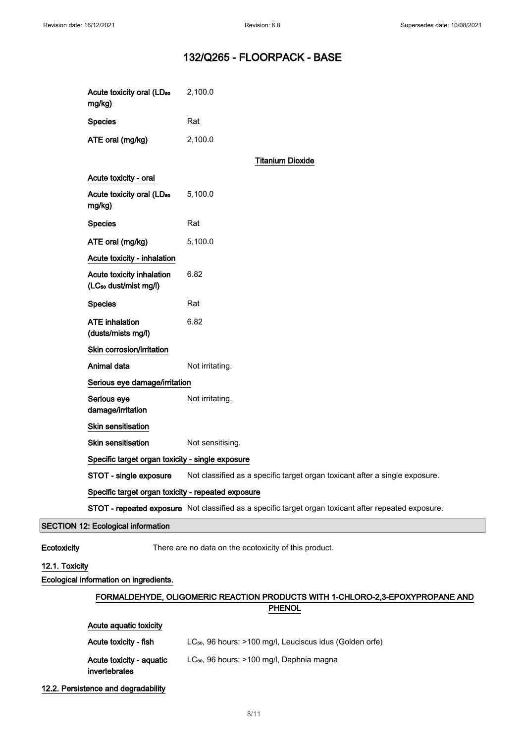| | |
|---|---|
| Acute toxicity oral ($LD_{50}$ mg/kg) | 2,100.0 |
| Species | Rat |
| ATE oral (mg/kg) | 2,100.0 |

### Titanium Dioxide

**Acute toxicity - oral**

| | |
|---|---|
| Acute toxicity oral ($LD_{50}$ mg/kg) | 5,100.0 |
| Species | Rat |
| ATE oral (mg/kg) | 5,100.0 |

**Acute toxicity - inhalation**

| | |
|---|---|
| Acute toxicity inhalation ($LC_{50}$ dust/mist mg/l) | 6.82 |
| Species | Rat |
| ATE inhalation (dusts/mists mg/l) | 6.82 |

**Skin corrosion/irritation**

| | |
|---|---|
| Animal data | Not irritating. |

**Serious eye damage/irritation**

| | |
|---|---|
| Serious eye damage/irritation | Not irritating. |

**Skin sensitisation**

| | |
|---|---|
| Skin sensitisation | Not sensitising. |

**Specific target organ toxicity - single exposure**

| | |
|---|---|
| STOT - single exposure | Not classified as a specific target organ toxicant after a single exposure. |

**Specific target organ toxicity - repeated exposure**

| | |
|---|---|
| STOT - repeated exposure | Not classified as a specific target organ toxicant after repeated exposure. |

## SECTION 12: Ecological information

**Ecotoxicity** There are no data on the ecotoxicity of this product.

### 12.1. Toxicity

**Ecological information on ingredients.**

### FORMALDEHYDE, OLIGOMERIC REACTION PRODUCTS WITH 1-CHLORO-2,3-EPOXYPROPANE AND PHENOL

**Acute aquatic toxicity**

| | |
|---|---|
| Acute toxicity - fish | $LC_{50}$, 96 hours: >100 mg/l, Leuciscus idus (Golden orfe) |
| Acute toxicity - aquatic invertebrates | $LC_{80}$, 96 hours: >100 mg/l, Daphnia magna |

### 12.2. Persistence and degradability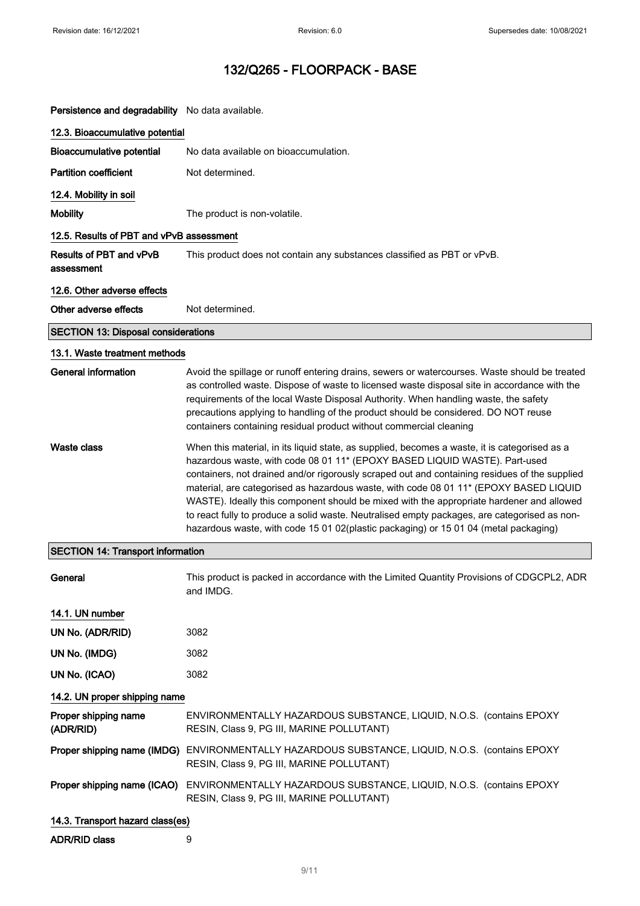# 132/Q265 - FLOORPACK - BASE

**Persistence and degradability** No data available.

### 12.3. Bioaccumulative potential

**Bioaccumulative potential** No data available on bioaccumulation.

**Partition coefficient** Not determined.

### 12.4. Mobility in soil

**Mobility** The product is non-volatile.

### 12.5. Results of PBT and vPvB assessment

**Results of PBT and vPvB assessment** This product does not contain any substances classified as PBT or vPvB.

### 12.6. Other adverse effects

**Other adverse effects** Not determined.

## SECTION 13: Disposal considerations

### 13.1. Waste treatment methods

**General information** Avoid the spillage or runoff entering drains, sewers or watercourses. Waste should be treated as controlled waste. Dispose of waste to licensed waste disposal site in accordance with the requirements of the local Waste Disposal Authority. When handling waste, the safety precautions applying to handling of the product should be considered. DO NOT reuse containers containing residual product without commercial cleaning

**Waste class** When this material, in its liquid state, as supplied, becomes a waste, it is categorised as a hazardous waste, with code 08 01 11* (EPOXY BASED LIQUID WASTE). Part-used containers, not drained and/or rigorously scraped out and containing residues of the supplied material, are categorised as hazardous waste, with code 08 01 11* (EPOXY BASED LIQUID WASTE). Ideally this component should be mixed with the appropriate hardener and allowed to react fully to produce a solid waste. Neutralised empty packages, are categorised as non-hazardous waste, with code 15 01 02(plastic packaging) or 15 01 04 (metal packaging)

## SECTION 14: Transport information

**General** This product is packed in accordance with the Limited Quantity Provisions of CDGCPL2, ADR and IMDG.

### 14.1. UN number

**UN No. (ADR/RID)** 3082

**UN No. (IMDG)** 3082

**UN No. (ICAO)** 3082

### 14.2. UN proper shipping name

**Proper shipping name (ADR/RID)** ENVIRONMENTALLY HAZARDOUS SUBSTANCE, LIQUID, N.O.S. (contains EPOXY RESIN, Class 9, PG III, MARINE POLLUTANT)

**Proper shipping name (IMDG)** ENVIRONMENTALLY HAZARDOUS SUBSTANCE, LIQUID, N.O.S. (contains EPOXY RESIN, Class 9, PG III, MARINE POLLUTANT)

**Proper shipping name (ICAO)** ENVIRONMENTALLY HAZARDOUS SUBSTANCE, LIQUID, N.O.S. (contains EPOXY RESIN, Class 9, PG III, MARINE POLLUTANT)

### 14.3. Transport hazard class(es)

**ADR/RID class** 9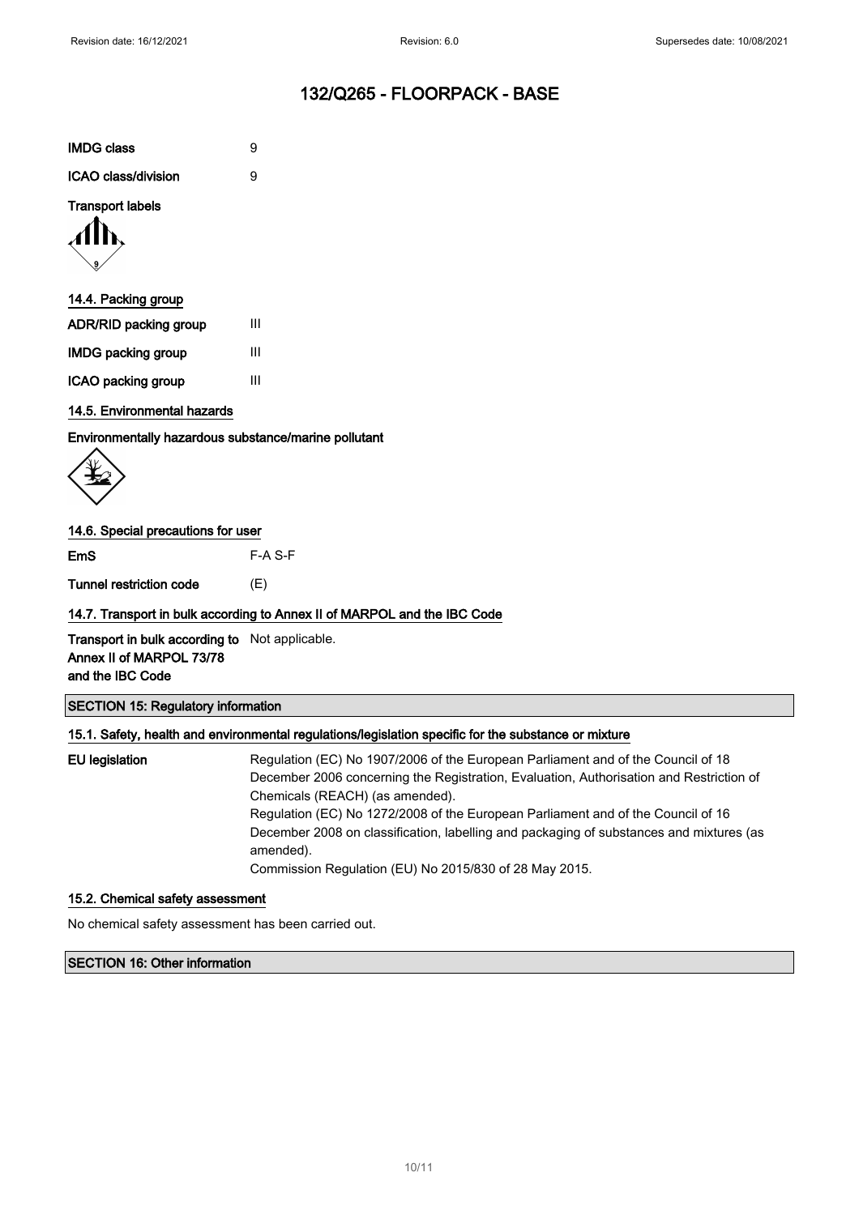# 132/Q265 - FLOORPACK - BASE

**IMDG class** 9

**ICAO class/division** 9

**Transport labels**

### 14.4. Packing group

**ADR/RID packing group** III

**IMDG packing group** III

**ICAO packing group** III

### 14.5. Environmental hazards

**Environmentally hazardous substance/marine pollutant**

### 14.6. Special precautions for user

**EmS** F-A S-F

**Tunnel restriction code** (E)

### 14.7. Transport in bulk according to Annex II of MARPOL and the IBC Code

**Transport in bulk according to Annex II of MARPOL 73/78 and the IBC Code** Not applicable.

## SECTION 15: Regulatory information

### 15.1. Safety, health and environmental regulations/legislation specific for the substance or mixture

**EU legislation**

Regulation (EC) No 1907/2006 of the European Parliament and of the Council of 18 December 2006 concerning the Registration, Evaluation, Authorisation and Restriction of Chemicals (REACH) (as amended).

Regulation (EC) No 1272/2008 of the European Parliament and of the Council of 16 December 2008 on classification, labelling and packaging of substances and mixtures (as amended).

Commission Regulation (EU) No 2015/830 of 28 May 2015.

### 15.2. Chemical safety assessment

No chemical safety assessment has been carried out.

## SECTION 16: Other information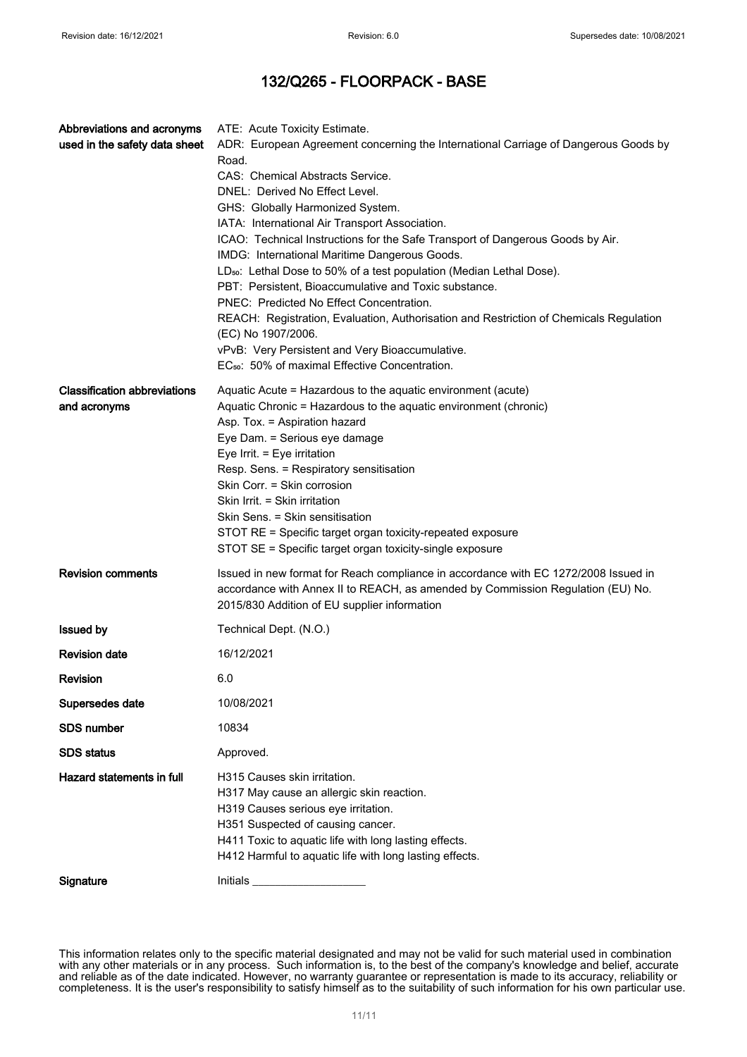# 132/Q265 - FLOORPACK - BASE

| | |
|---|---|
| **Abbreviations and acronyms used in the safety data sheet** | ATE: Acute Toxicity Estimate.<br>ADR: European Agreement concerning the International Carriage of Dangerous Goods by Road.<br>CAS: Chemical Abstracts Service.<br>DNEL: Derived No Effect Level.<br>GHS: Globally Harmonized System.<br>IATA: International Air Transport Association.<br>ICAO: Technical Instructions for the Safe Transport of Dangerous Goods by Air.<br>IMDG: International Maritime Dangerous Goods.<br>$LD_{50}$: Lethal Dose to 50% of a test population (Median Lethal Dose).<br>PBT: Persistent, Bioaccumulative and Toxic substance.<br>PNEC: Predicted No Effect Concentration.<br>REACH: Registration, Evaluation, Authorisation and Restriction of Chemicals Regulation (EC) No 1907/2006.<br>vPvB: Very Persistent and Very Bioaccumulative.<br>$EC_{50}$: 50% of maximal Effective Concentration. |
| **Classification abbreviations and acronyms** | Aquatic Acute = Hazardous to the aquatic environment (acute)<br>Aquatic Chronic = Hazardous to the aquatic environment (chronic)<br>Asp. Tox. = Aspiration hazard<br>Eye Dam. = Serious eye damage<br>Eye Irrit. = Eye irritation<br>Resp. Sens. = Respiratory sensitisation<br>Skin Corr. = Skin corrosion<br>Skin Irrit. = Skin irritation<br>Skin Sens. = Skin sensitisation<br>STOT RE = Specific target organ toxicity-repeated exposure<br>STOT SE = Specific target organ toxicity-single exposure |
| **Revision comments** | Issued in new format for Reach compliance in accordance with EC 1272/2008 Issued in accordance with Annex II to REACH, as amended by Commission Regulation (EU) No. 2015/830 Addition of EU supplier information |
| **Issued by** | Technical Dept. (N.O.) |
| **Revision date** | 16/12/2021 |
| **Revision** | 6.0 |
| **Supersedes date** | 10/08/2021 |
| **SDS number** | 10834 |
| **SDS status** | Approved. |
| **Hazard statements in full** | H315 Causes skin irritation.<br>H317 May cause an allergic skin reaction.<br>H319 Causes serious eye irritation.<br>H351 Suspected of causing cancer.<br>H411 Toxic to aquatic life with long lasting effects.<br>H412 Harmful to aquatic life with long lasting effects. |
| **Signature** | Initials __________________ |

This information relates only to the specific material designated and may not be valid for such material used in combination with any other materials or in any process. Such information is, to the best of the company's knowledge and belief, accurate and reliable as of the date indicated. However, no warranty guarantee or representation is made to its accuracy, reliability or completeness. It is the user's responsibility to satisfy himself as to the suitability of such information for his own particular use.